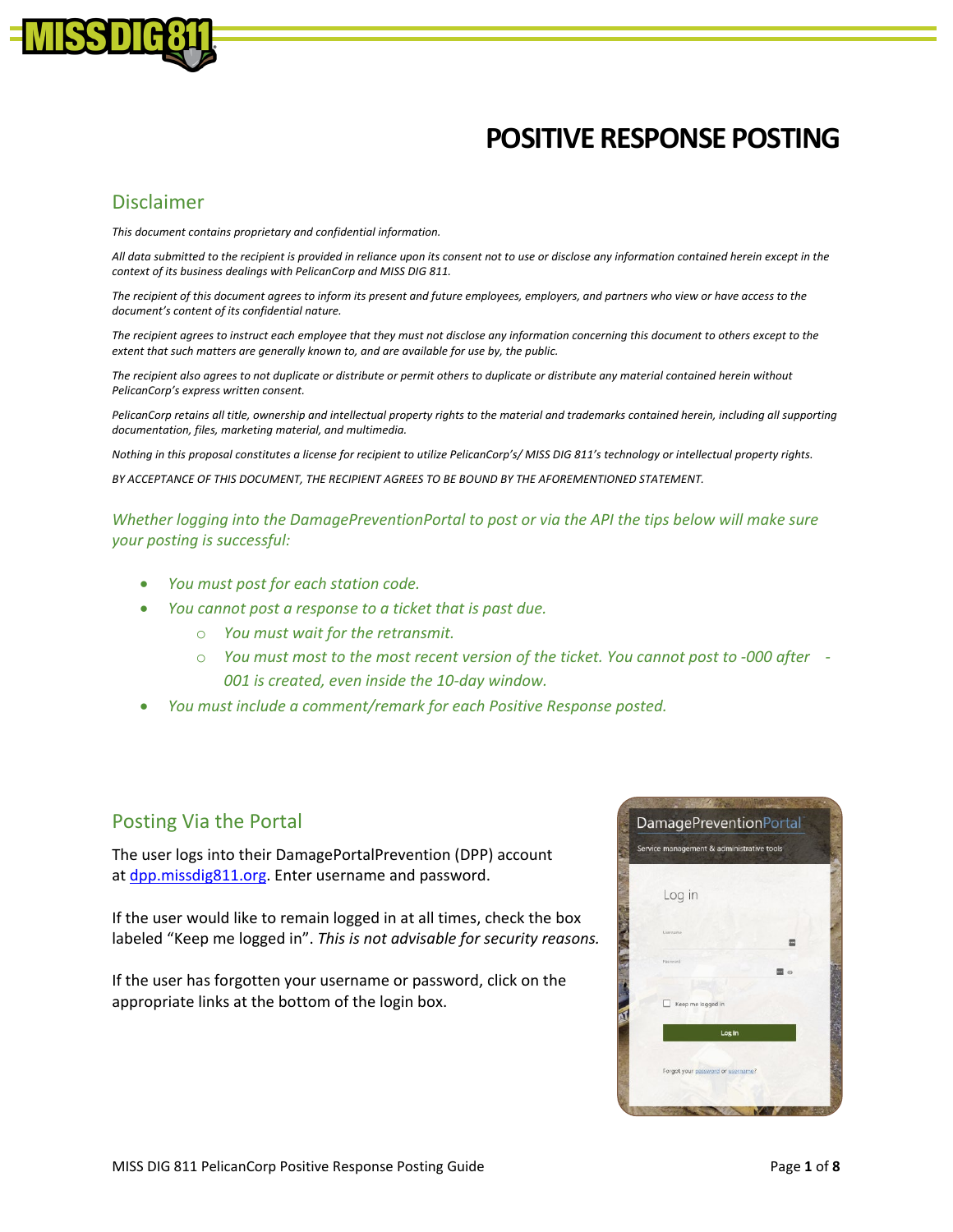# POSITIVE RESPONSE POSTING

## Disclaimer

*This document contains proprietary and confidential information.*

*All data submitted to the recipient is provided in reliance upon its consent not to use or disclose any information contained herein except in the context of its business dealings with PelicanCorp and MISS DIG 811.*

*The recipient of this document agrees to inform its present and future employees, employers, and partners who view or have access to the document's content of its confidential nature.*

*The recipient agrees to instruct each employee that they must not disclose any information concerning this document to others except to the extent that such matters are generally known to, and are available for use by, the public.*

*The recipient also agrees to not duplicate or distribute or permit others to duplicate or distribute any material contained herein without PelicanCorp's express written consent.*

*PelicanCorp retains all title, ownership and intellectual property rights to the material and trademarks contained herein, including all supporting documentation, files, marketing material, and multimedia.*

*Nothing in this proposal constitutes a license for recipient to utilize PelicanCorp's/ MISS DIG 811's technology or intellectual property rights.*

*BY ACCEPTANCE OF THIS DOCUMENT, THE RECIPIENT AGREES TO BE BOUND BY THE AFOREMENTIONED STATEMENT.*

*Whether logging into the DamagePreventionPortal to post or via the API the tips below will make sure your posting is successful:*

- *You must post for each station code.*
- *You cannot post a response to a ticket that is past due.*
  - *You must wait for the retransmit.*
  - *You must most to the most recent version of the ticket. You cannot post to -000 after -001 is created, even inside the 10-day window.*
- *You must include a comment/remark for each Positive Response posted.*

## Posting Via the Portal

The user logs into their DamagePortalPrevention (DPP) account at dpp.missdig811.org. Enter username and password.

If the user would like to remain logged in at all times, check the box labeled "Keep me logged in". *This is not advisable for security reasons.*

If the user has forgotten your username or password, click on the appropriate links at the bottom of the login box.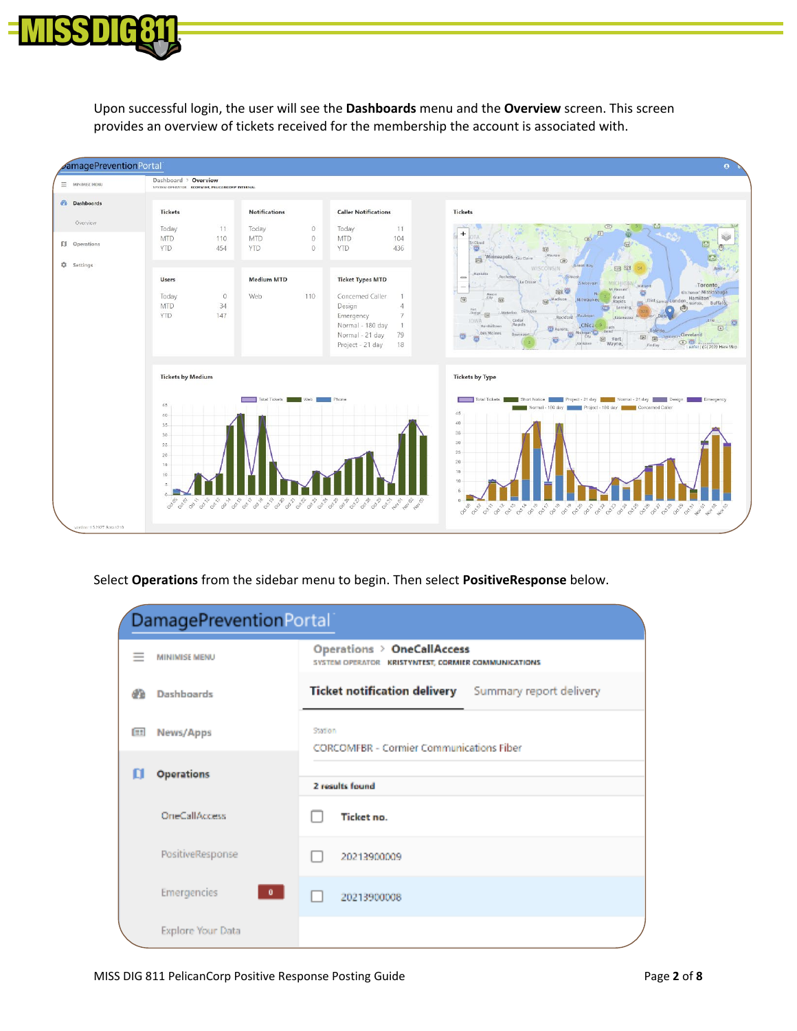Upon successful login, the user will see the **Dashboards** menu and the **Overview** screen. This screen provides an overview of tickets received for the membership the account is associated with.

Select **Operations** from the sidebar menu to begin. Then select **PositiveResponse** below.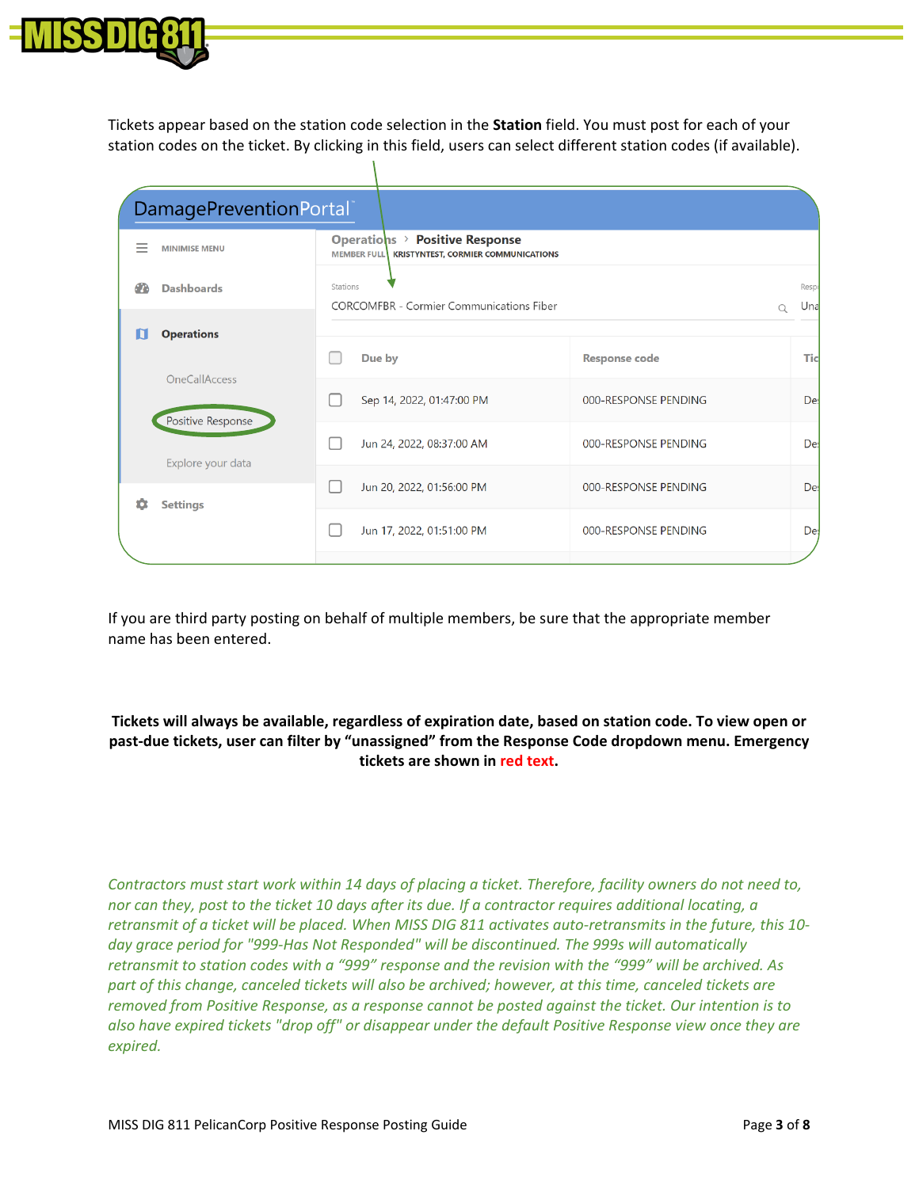Tickets appear based on the station code selection in the **Station** field. You must post for each of your station codes on the ticket. By clicking in this field, users can select different station codes (if available).

If you are third party posting on behalf of multiple members, be sure that the appropriate member name has been entered.

**Tickets will always be available, regardless of expiration date, based on station code. To view open or past-due tickets, user can filter by "unassigned" from the Response Code dropdown menu. Emergency tickets are shown in red text.**

*Contractors must start work within 14 days of placing a ticket. Therefore, facility owners do not need to, nor can they, post to the ticket 10 days after its due. If a contractor requires additional locating, a retransmit of a ticket will be placed. When MISS DIG 811 activates auto-retransmits in the future, this 10-day grace period for "999-Has Not Responded" will be discontinued. The 999s will automatically retransmit to station codes with a "999" response and the revision with the "999" will be archived. As part of this change, canceled tickets will also be archived; however, at this time, canceled tickets are removed from Positive Response, as a response cannot be posted against the ticket. Our intention is to also have expired tickets "drop off" or disappear under the default Positive Response view once they are expired.*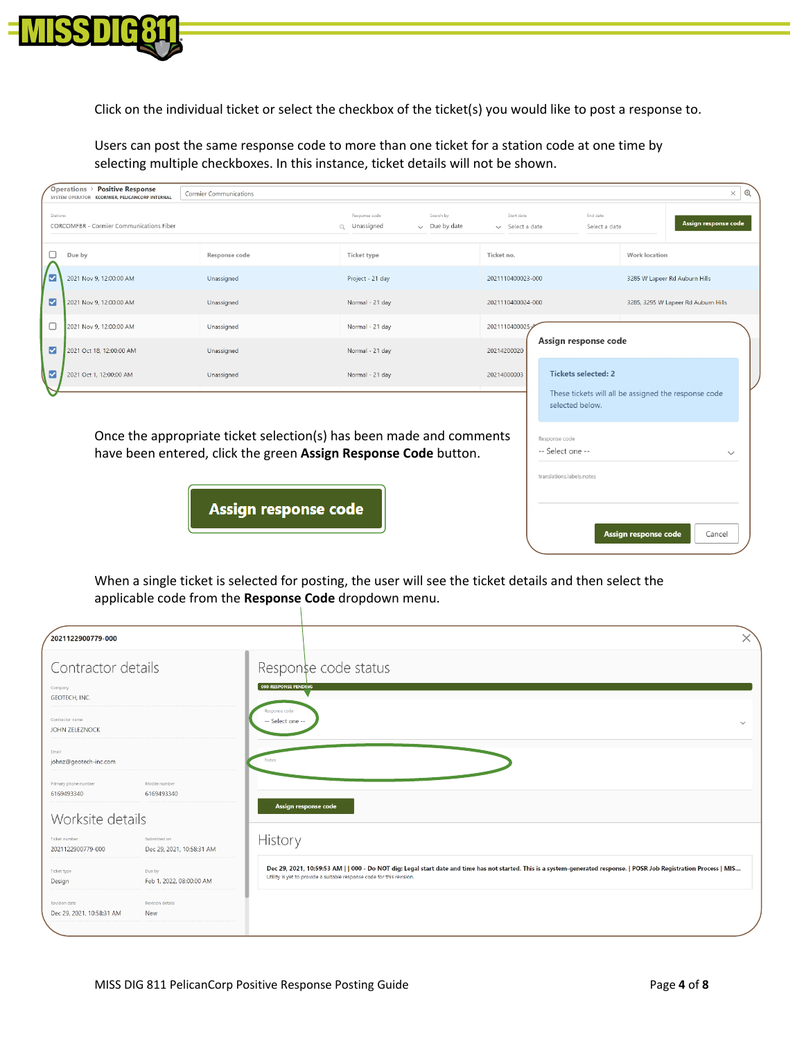Click on the individual ticket or select the checkbox of the ticket(s) you would like to post a response to.

Users can post the same response code to more than one ticket for a station code at one time by selecting multiple checkboxes. In this instance, ticket details will not be shown.

Once the appropriate ticket selection(s) has been made and comments have been entered, click the green **Assign Response Code** button.

**Assign response code**

When a single ticket is selected for posting, the user will see the ticket details and then select the applicable code from the **Response Code** dropdown menu.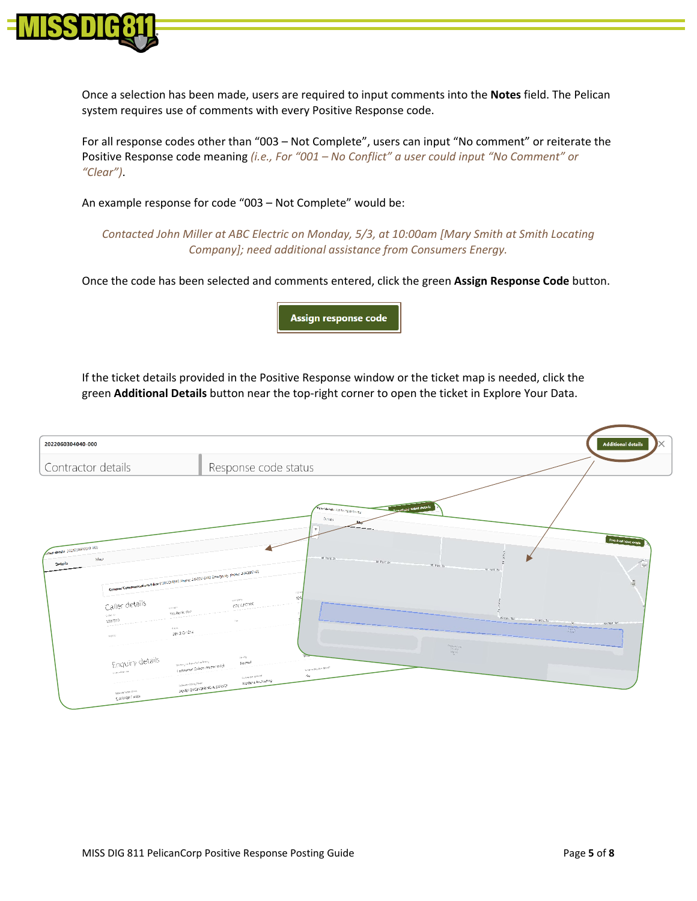Once a selection has been made, users are required to input comments into the **Notes** field. The Pelican system requires use of comments with every Positive Response code.

For all response codes other than "003 – Not Complete", users can input "No comment" or reiterate the Positive Response code meaning *(i.e., For "001 – No Conflict" a user could input "No Comment" or "Clear")*.

An example response for code "003 – Not Complete" would be:

*Contacted John Miller at ABC Electric on Monday, 5/3, at 10:00am [Mary Smith at Smith Locating Company]; need additional assistance from Consumers Energy.*

Once the code has been selected and comments entered, click the green **Assign Response Code** button.

**Assign response code**

If the ticket details provided in the Positive Response window or the ticket map is needed, click the green **Additional Details** button near the top-right corner to open the ticket in Explore Your Data.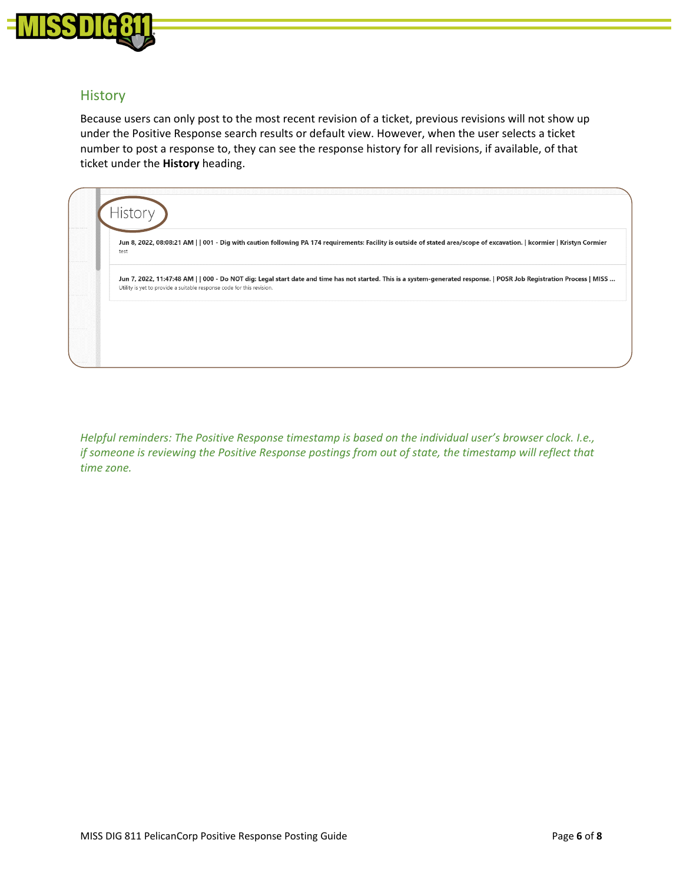## History

Because users can only post to the most recent revision of a ticket, previous revisions will not show up under the Positive Response search results or default view. However, when the user selects a ticket number to post a response to, they can see the response history for all revisions, if available, of that ticket under the **History** heading.

History

**Jun 8, 2022, 08:08:21 AM | | 001 - Dig with caution following PA 174 requirements: Facility is outside of stated area/scope of excavation. | kcormier | Kristyn Cormier**
test

**Jun 7, 2022, 11:47:48 AM | | 000 - Do NOT dig: Legal start date and time has not started. This is a system-generated response. | POSR Job Registration Process | MISS ...**
Utility is yet to provide a suitable response code for this revision.

*Helpful reminders: The Positive Response timestamp is based on the individual user's browser clock. I.e., if someone is reviewing the Positive Response postings from out of state, the timestamp will reflect that time zone.*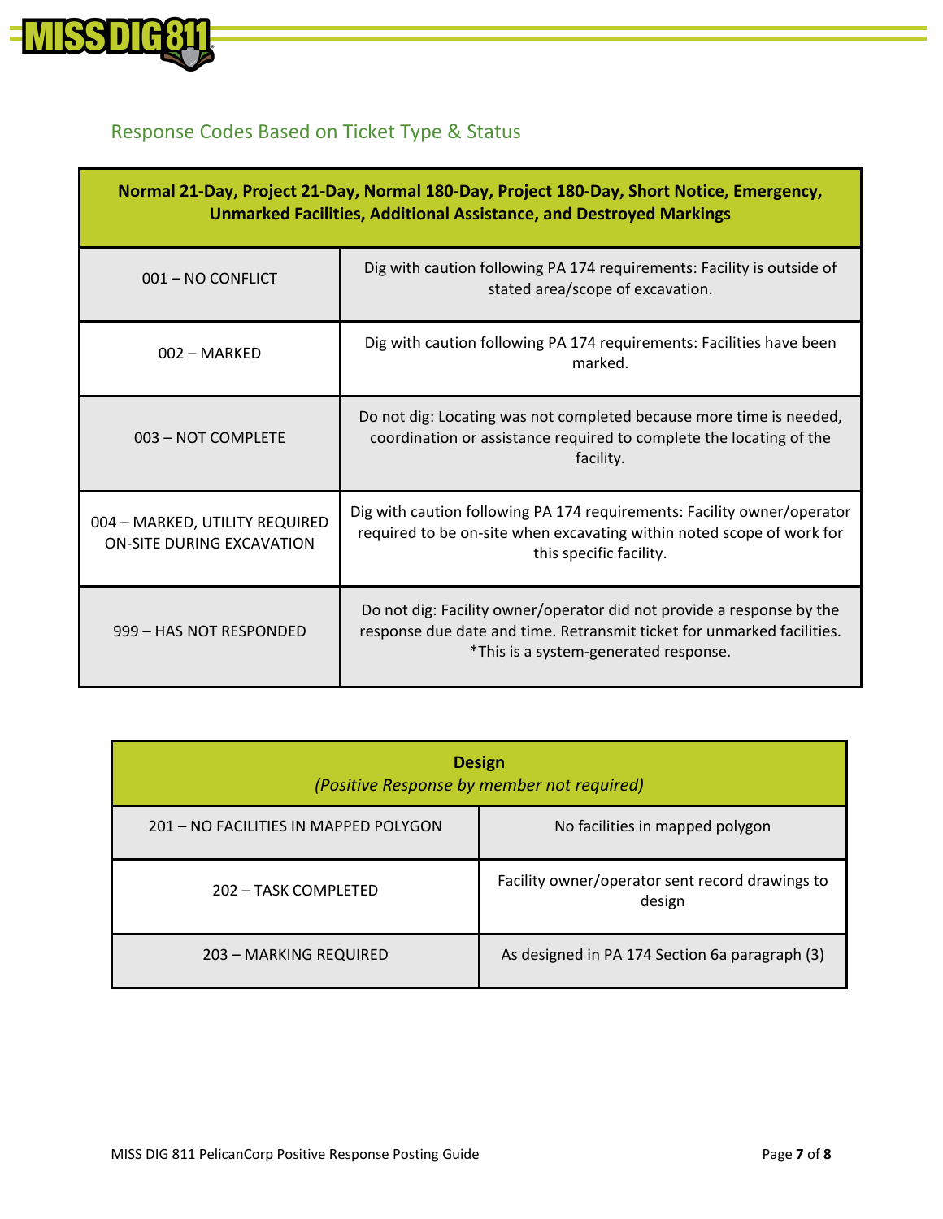## Response Codes Based on Ticket Type & Status

| Normal 21-Day, Project 21-Day, Normal 180-Day, Project 180-Day, Short Notice, Emergency, Unmarked Facilities, Additional Assistance, and Destroyed Markings | |
|---|---|
| 001 – NO CONFLICT | Dig with caution following PA 174 requirements: Facility is outside of stated area/scope of excavation. |
| 002 – MARKED | Dig with caution following PA 174 requirements: Facilities have been marked. |
| 003 – NOT COMPLETE | Do not dig: Locating was not completed because more time is needed, coordination or assistance required to complete the locating of the facility. |
| 004 – MARKED, UTILITY REQUIRED ON-SITE DURING EXCAVATION | Dig with caution following PA 174 requirements: Facility owner/operator required to be on-site when excavating within noted scope of work for this specific facility. |
| 999 – HAS NOT RESPONDED | Do not dig: Facility owner/operator did not provide a response by the response due date and time. Retransmit ticket for unmarked facilities. *This is a system-generated response. |

| **Design** *(Positive Response by member not required)* | |
|---|---|
| 201 – NO FACILITIES IN MAPPED POLYGON | No facilities in mapped polygon |
| 202 – TASK COMPLETED | Facility owner/operator sent record drawings to design |
| 203 – MARKING REQUIRED | As designed in PA 174 Section 6a paragraph (3) |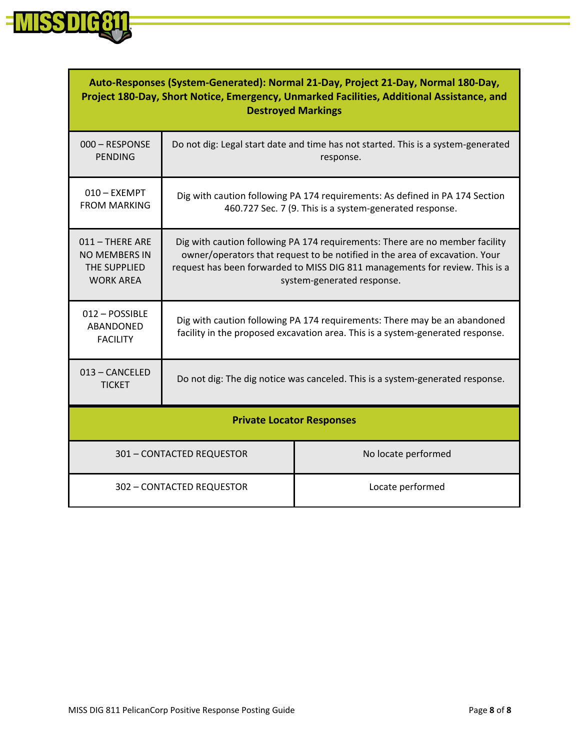| Auto-Responses (System-Generated): Normal 21-Day, Project 21-Day, Normal 180-Day, Project 180-Day, Short Notice, Emergency, Unmarked Facilities, Additional Assistance, and Destroyed Markings | |
|---|---|
| 000 – RESPONSE PENDING | Do not dig: Legal start date and time has not started. This is a system-generated response. |
| 010 – EXEMPT FROM MARKING | Dig with caution following PA 174 requirements: As defined in PA 174 Section 460.727 Sec. 7 (9. This is a system-generated response. |
| 011 – THERE ARE NO MEMBERS IN THE SUPPLIED WORK AREA | Dig with caution following PA 174 requirements: There are no member facility owner/operators that request to be notified in the area of excavation. Your request has been forwarded to MISS DIG 811 managements for review. This is a system-generated response. |
| 012 – POSSIBLE ABANDONED FACILITY | Dig with caution following PA 174 requirements: There may be an abandoned facility in the proposed excavation area. This is a system-generated response. |
| 013 – CANCELED TICKET | Do not dig: The dig notice was canceled. This is a system-generated response. |

| Private Locator Responses | |
|---|---|
| 301 – CONTACTED REQUESTOR | No locate performed |
| 302 – CONTACTED REQUESTOR | Locate performed |